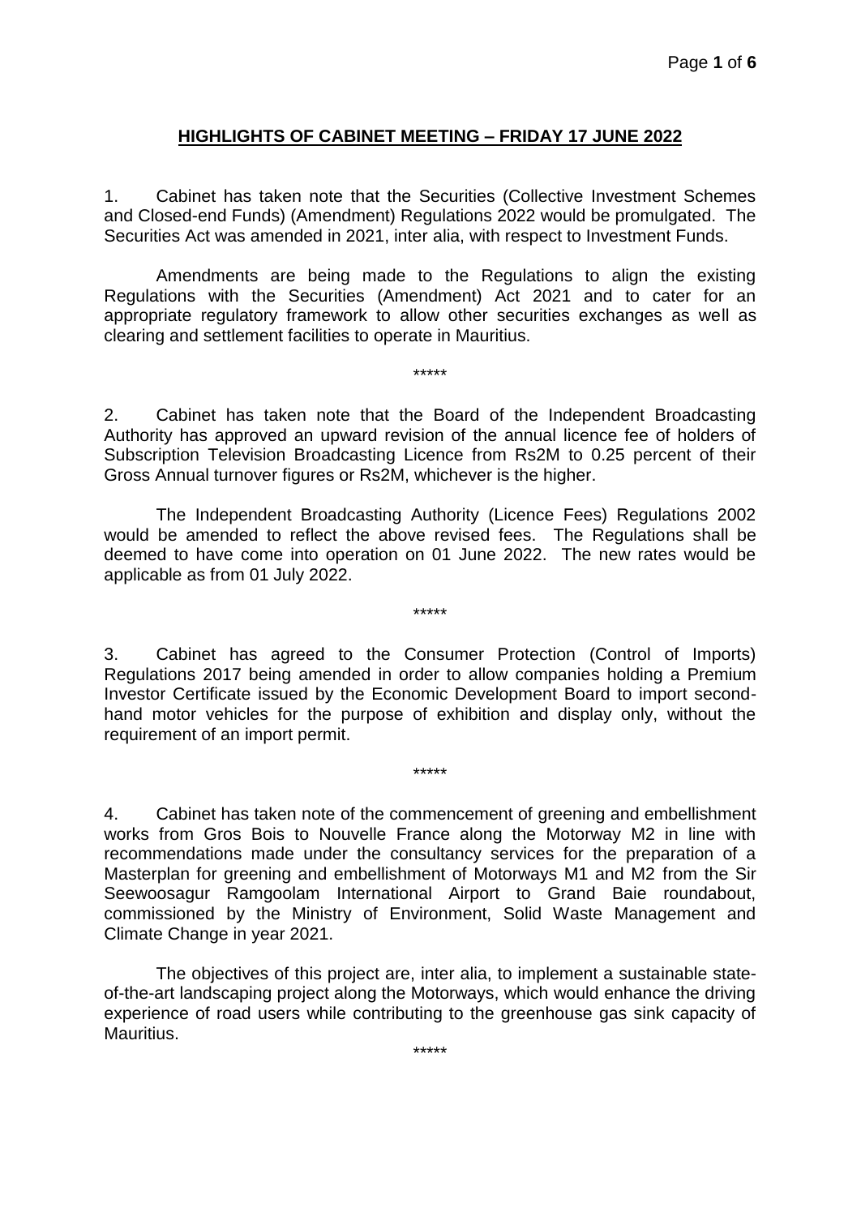# HIGHLIGHTS OF CABINET MEETING – FRIDAY 17 JUNE 2022

1. Cabinet has taken note that the Securities (Collective Investment Schemes and Closed-end Funds) (Amendment) Regulations 2022 would be promulgated. The Securities Act was amended in 2021, inter alia, with respect to Investment Funds.

Amendments are being made to the Regulations to align the existing Regulations with the Securities (Amendment) Act 2021 and to cater for an appropriate regulatory framework to allow other securities exchanges as well as clearing and settlement facilities to operate in Mauritius.

*****

2. Cabinet has taken note that the Board of the Independent Broadcasting Authority has approved an upward revision of the annual licence fee of holders of Subscription Television Broadcasting Licence from Rs2M to 0.25 percent of their Gross Annual turnover figures or Rs2M, whichever is the higher.

The Independent Broadcasting Authority (Licence Fees) Regulations 2002 would be amended to reflect the above revised fees. The Regulations shall be deemed to have come into operation on 01 June 2022. The new rates would be applicable as from 01 July 2022.

*****

3. Cabinet has agreed to the Consumer Protection (Control of Imports) Regulations 2017 being amended in order to allow companies holding a Premium Investor Certificate issued by the Economic Development Board to import second-hand motor vehicles for the purpose of exhibition and display only, without the requirement of an import permit.

*****

4. Cabinet has taken note of the commencement of greening and embellishment works from Gros Bois to Nouvelle France along the Motorway M2 in line with recommendations made under the consultancy services for the preparation of a Masterplan for greening and embellishment of Motorways M1 and M2 from the Sir Seewoosagur Ramgoolam International Airport to Grand Baie roundabout, commissioned by the Ministry of Environment, Solid Waste Management and Climate Change in year 2021.

The objectives of this project are, inter alia, to implement a sustainable state-of-the-art landscaping project along the Motorways, which would enhance the driving experience of road users while contributing to the greenhouse gas sink capacity of Mauritius.

*****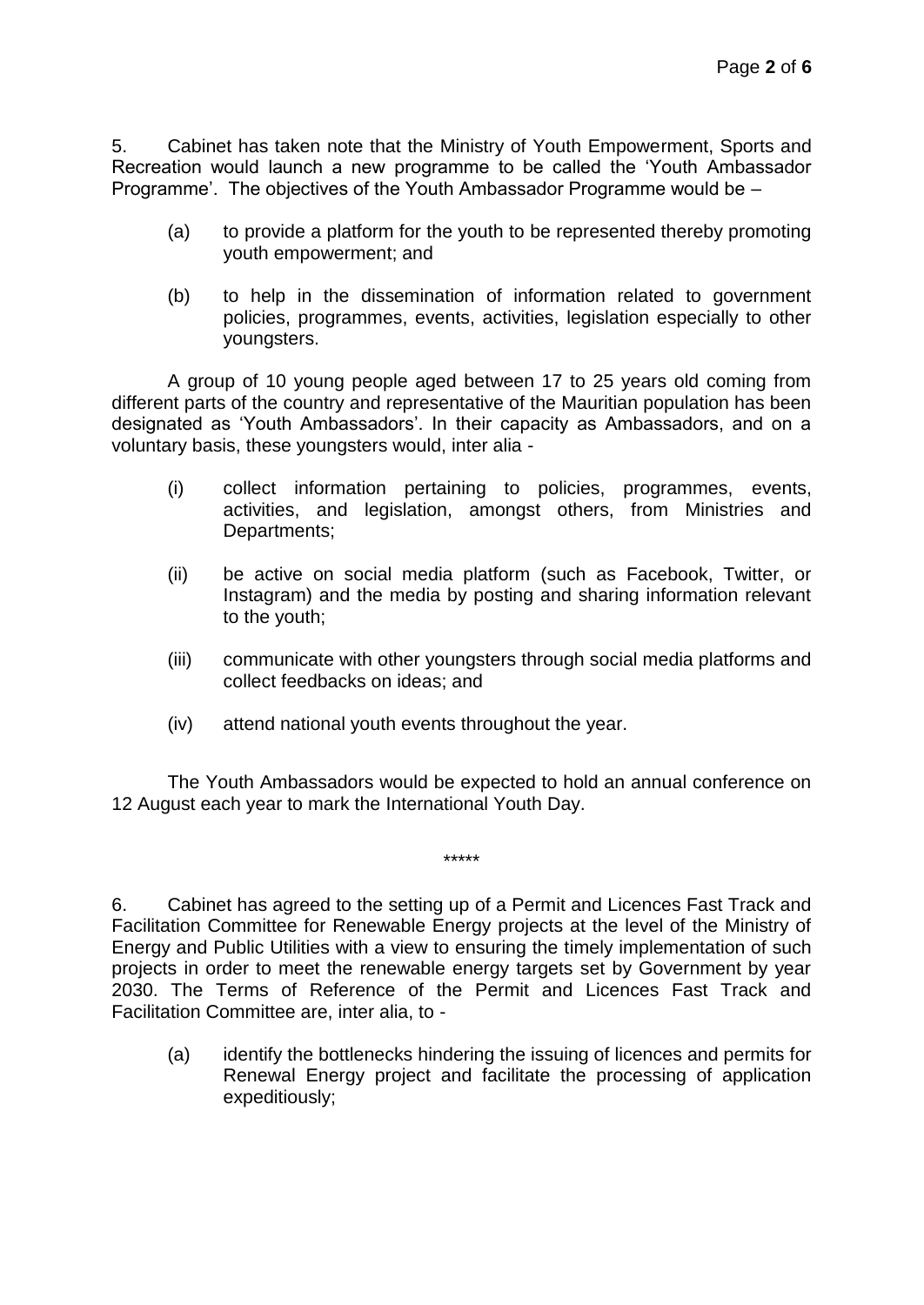5. Cabinet has taken note that the Ministry of Youth Empowerment, Sports and Recreation would launch a new programme to be called the 'Youth Ambassador Programme'. The objectives of the Youth Ambassador Programme would be –

(a) to provide a platform for the youth to be represented thereby promoting youth empowerment; and

(b) to help in the dissemination of information related to government policies, programmes, events, activities, legislation especially to other youngsters.

A group of 10 young people aged between 17 to 25 years old coming from different parts of the country and representative of the Mauritian population has been designated as 'Youth Ambassadors'. In their capacity as Ambassadors, and on a voluntary basis, these youngsters would, inter alia -

(i) collect information pertaining to policies, programmes, events, activities, and legislation, amongst others, from Ministries and Departments;

(ii) be active on social media platform (such as Facebook, Twitter, or Instagram) and the media by posting and sharing information relevant to the youth;

(iii) communicate with other youngsters through social media platforms and collect feedbacks on ideas; and

(iv) attend national youth events throughout the year.

The Youth Ambassadors would be expected to hold an annual conference on 12 August each year to mark the International Youth Day.

*****

6. Cabinet has agreed to the setting up of a Permit and Licences Fast Track and Facilitation Committee for Renewable Energy projects at the level of the Ministry of Energy and Public Utilities with a view to ensuring the timely implementation of such projects in order to meet the renewable energy targets set by Government by year 2030. The Terms of Reference of the Permit and Licences Fast Track and Facilitation Committee are, inter alia, to -

(a) identify the bottlenecks hindering the issuing of licences and permits for Renewal Energy project and facilitate the processing of application expeditiously;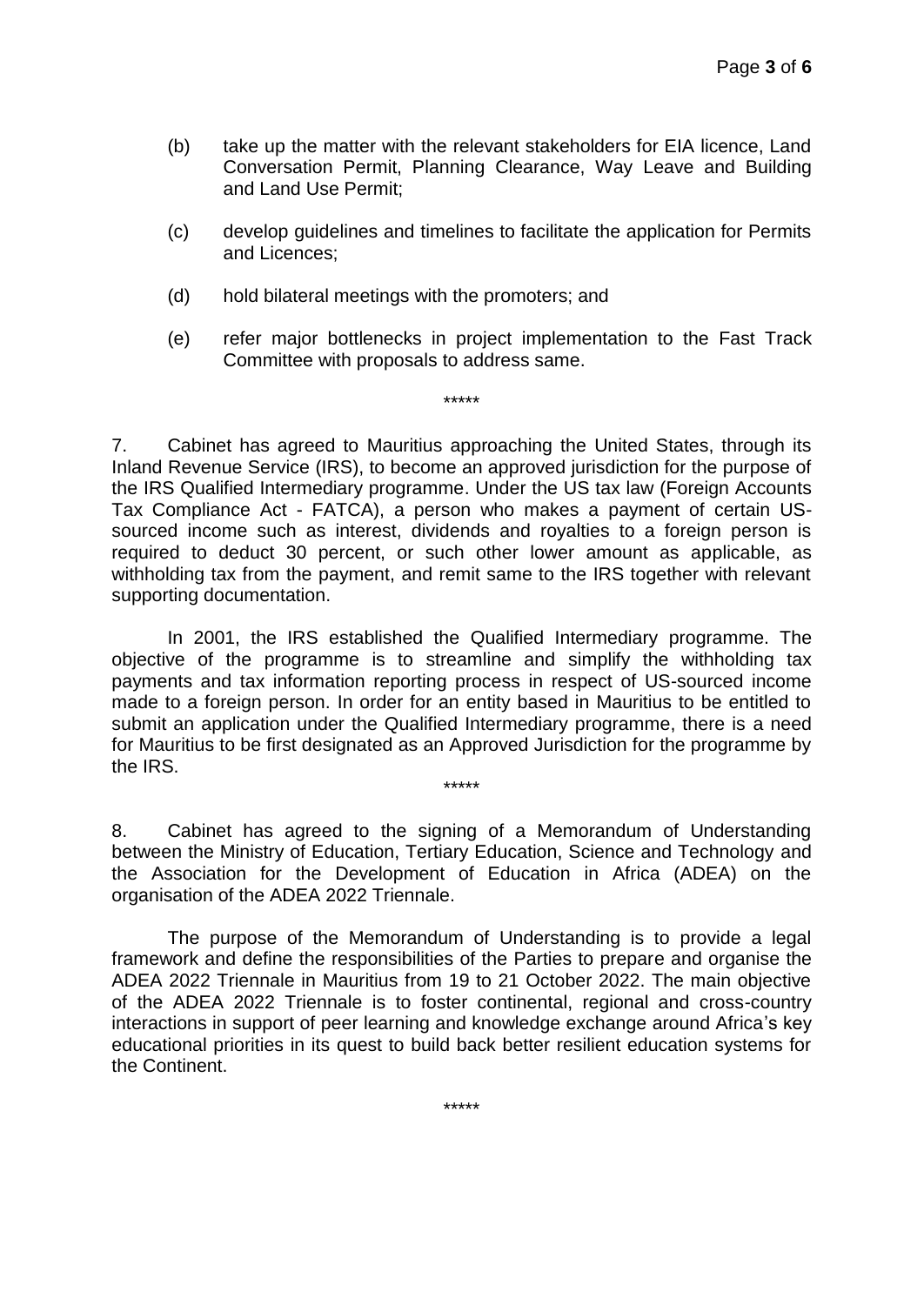(b) take up the matter with the relevant stakeholders for EIA licence, Land Conversation Permit, Planning Clearance, Way Leave and Building and Land Use Permit;

(c) develop guidelines and timelines to facilitate the application for Permits and Licences;

(d) hold bilateral meetings with the promoters; and

(e) refer major bottlenecks in project implementation to the Fast Track Committee with proposals to address same.

*****

7. Cabinet has agreed to Mauritius approaching the United States, through its Inland Revenue Service (IRS), to become an approved jurisdiction for the purpose of the IRS Qualified Intermediary programme. Under the US tax law (Foreign Accounts Tax Compliance Act - FATCA), a person who makes a payment of certain US-sourced income such as interest, dividends and royalties to a foreign person is required to deduct 30 percent, or such other lower amount as applicable, as withholding tax from the payment, and remit same to the IRS together with relevant supporting documentation.

In 2001, the IRS established the Qualified Intermediary programme. The objective of the programme is to streamline and simplify the withholding tax payments and tax information reporting process in respect of US-sourced income made to a foreign person. In order for an entity based in Mauritius to be entitled to submit an application under the Qualified Intermediary programme, there is a need for Mauritius to be first designated as an Approved Jurisdiction for the programme by the IRS.

*****

8. Cabinet has agreed to the signing of a Memorandum of Understanding between the Ministry of Education, Tertiary Education, Science and Technology and the Association for the Development of Education in Africa (ADEA) on the organisation of the ADEA 2022 Triennale.

The purpose of the Memorandum of Understanding is to provide a legal framework and define the responsibilities of the Parties to prepare and organise the ADEA 2022 Triennale in Mauritius from 19 to 21 October 2022. The main objective of the ADEA 2022 Triennale is to foster continental, regional and cross-country interactions in support of peer learning and knowledge exchange around Africa's key educational priorities in its quest to build back better resilient education systems for the Continent.

*****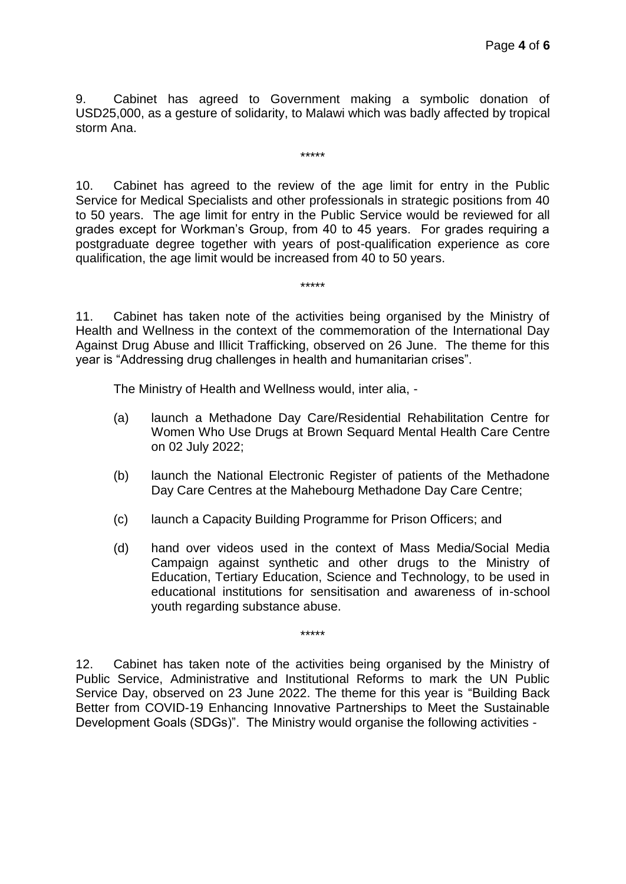9. Cabinet has agreed to Government making a symbolic donation of USD25,000, as a gesture of solidarity, to Malawi which was badly affected by tropical storm Ana.

*****

10. Cabinet has agreed to the review of the age limit for entry in the Public Service for Medical Specialists and other professionals in strategic positions from 40 to 50 years. The age limit for entry in the Public Service would be reviewed for all grades except for Workman's Group, from 40 to 45 years. For grades requiring a postgraduate degree together with years of post-qualification experience as core qualification, the age limit would be increased from 40 to 50 years.

*****

11. Cabinet has taken note of the activities being organised by the Ministry of Health and Wellness in the context of the commemoration of the International Day Against Drug Abuse and Illicit Trafficking, observed on 26 June. The theme for this year is "Addressing drug challenges in health and humanitarian crises".

The Ministry of Health and Wellness would, inter alia, -

(a) launch a Methadone Day Care/Residential Rehabilitation Centre for Women Who Use Drugs at Brown Sequard Mental Health Care Centre on 02 July 2022;

(b) launch the National Electronic Register of patients of the Methadone Day Care Centres at the Mahebourg Methadone Day Care Centre;

(c) launch a Capacity Building Programme for Prison Officers; and

(d) hand over videos used in the context of Mass Media/Social Media Campaign against synthetic and other drugs to the Ministry of Education, Tertiary Education, Science and Technology, to be used in educational institutions for sensitisation and awareness of in-school youth regarding substance abuse.

*****

12. Cabinet has taken note of the activities being organised by the Ministry of Public Service, Administrative and Institutional Reforms to mark the UN Public Service Day, observed on 23 June 2022. The theme for this year is "Building Back Better from COVID-19 Enhancing Innovative Partnerships to Meet the Sustainable Development Goals (SDGs)". The Ministry would organise the following activities -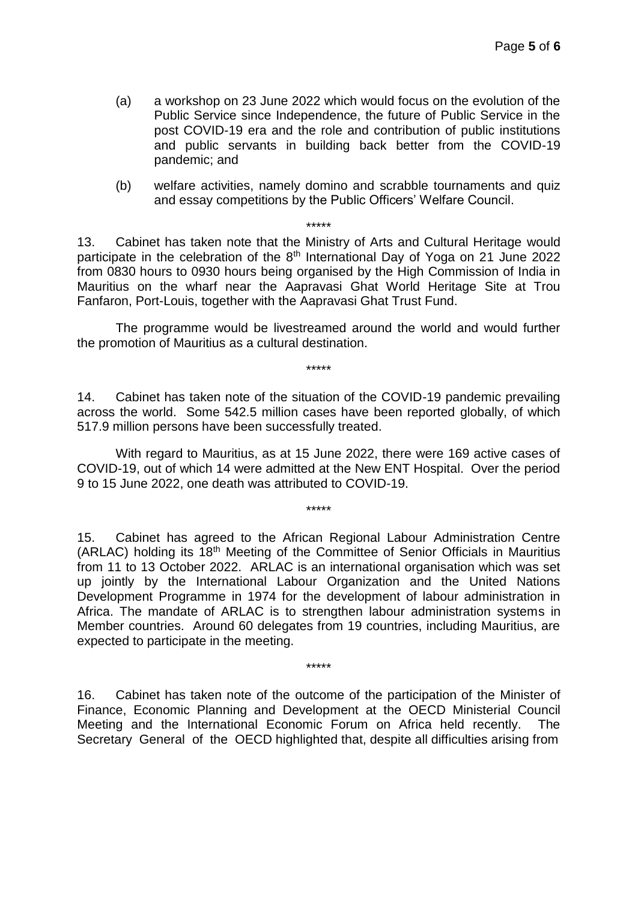(a) a workshop on 23 June 2022 which would focus on the evolution of the Public Service since Independence, the future of Public Service in the post COVID-19 era and the role and contribution of public institutions and public servants in building back better from the COVID-19 pandemic; and

(b) welfare activities, namely domino and scrabble tournaments and quiz and essay competitions by the Public Officers' Welfare Council.

\*\*\*\*\*

13. Cabinet has taken note that the Ministry of Arts and Cultural Heritage would participate in the celebration of the 8th International Day of Yoga on 21 June 2022 from 0830 hours to 0930 hours being organised by the High Commission of India in Mauritius on the wharf near the Aapravasi Ghat World Heritage Site at Trou Fanfaron, Port-Louis, together with the Aapravasi Ghat Trust Fund.

The programme would be livestreamed around the world and would further the promotion of Mauritius as a cultural destination.

\*\*\*\*\*

14. Cabinet has taken note of the situation of the COVID-19 pandemic prevailing across the world. Some 542.5 million cases have been reported globally, of which 517.9 million persons have been successfully treated.

With regard to Mauritius, as at 15 June 2022, there were 169 active cases of COVID-19, out of which 14 were admitted at the New ENT Hospital. Over the period 9 to 15 June 2022, one death was attributed to COVID-19.

\*\*\*\*\*

15. Cabinet has agreed to the African Regional Labour Administration Centre (ARLAC) holding its 18th Meeting of the Committee of Senior Officials in Mauritius from 11 to 13 October 2022. ARLAC is an international organisation which was set up jointly by the International Labour Organization and the United Nations Development Programme in 1974 for the development of labour administration in Africa. The mandate of ARLAC is to strengthen labour administration systems in Member countries. Around 60 delegates from 19 countries, including Mauritius, are expected to participate in the meeting.

\*\*\*\*\*

16. Cabinet has taken note of the outcome of the participation of the Minister of Finance, Economic Planning and Development at the OECD Ministerial Council Meeting and the International Economic Forum on Africa held recently. The Secretary General of the OECD highlighted that, despite all difficulties arising from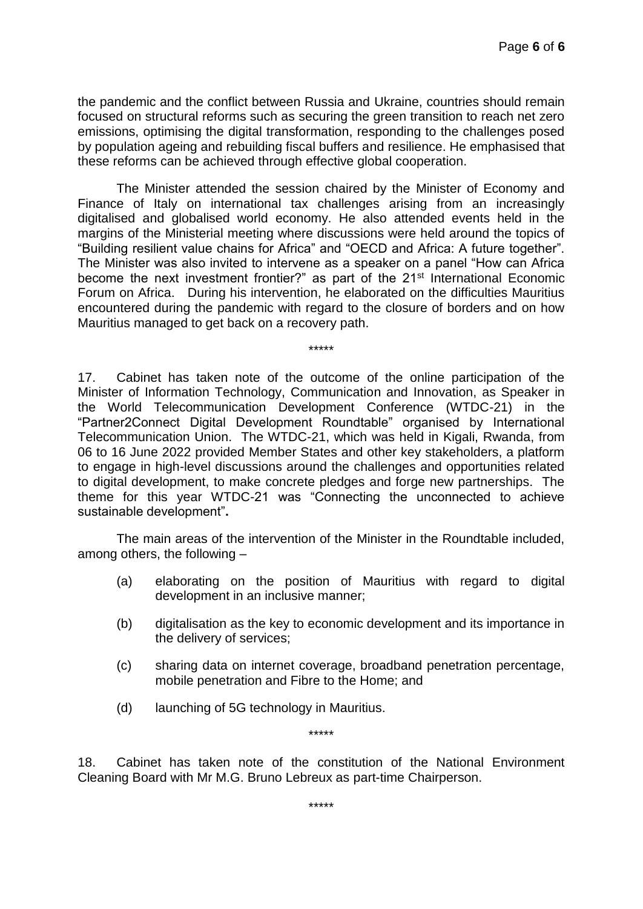the pandemic and the conflict between Russia and Ukraine, countries should remain focused on structural reforms such as securing the green transition to reach net zero emissions, optimising the digital transformation, responding to the challenges posed by population ageing and rebuilding fiscal buffers and resilience. He emphasised that these reforms can be achieved through effective global cooperation.

The Minister attended the session chaired by the Minister of Economy and Finance of Italy on international tax challenges arising from an increasingly digitalised and globalised world economy. He also attended events held in the margins of the Ministerial meeting where discussions were held around the topics of "Building resilient value chains for Africa" and "OECD and Africa: A future together". The Minister was also invited to intervene as a speaker on a panel "How can Africa become the next investment frontier?" as part of the 21st International Economic Forum on Africa. During his intervention, he elaborated on the difficulties Mauritius encountered during the pandemic with regard to the closure of borders and on how Mauritius managed to get back on a recovery path.

*****

17. Cabinet has taken note of the outcome of the online participation of the Minister of Information Technology, Communication and Innovation, as Speaker in the World Telecommunication Development Conference (WTDC-21) in the "Partner2Connect Digital Development Roundtable" organised by International Telecommunication Union. The WTDC-21, which was held in Kigali, Rwanda, from 06 to 16 June 2022 provided Member States and other key stakeholders, a platform to engage in high-level discussions around the challenges and opportunities related to digital development, to make concrete pledges and forge new partnerships. The theme for this year WTDC-21 was "Connecting the unconnected to achieve sustainable development"**.**

The main areas of the intervention of the Minister in the Roundtable included, among others, the following –

(a) elaborating on the position of Mauritius with regard to digital development in an inclusive manner;

(b) digitalisation as the key to economic development and its importance in the delivery of services;

(c) sharing data on internet coverage, broadband penetration percentage, mobile penetration and Fibre to the Home; and

(d) launching of 5G technology in Mauritius.

*****

18. Cabinet has taken note of the constitution of the National Environment Cleaning Board with Mr M.G. Bruno Lebreux as part-time Chairperson.

*****